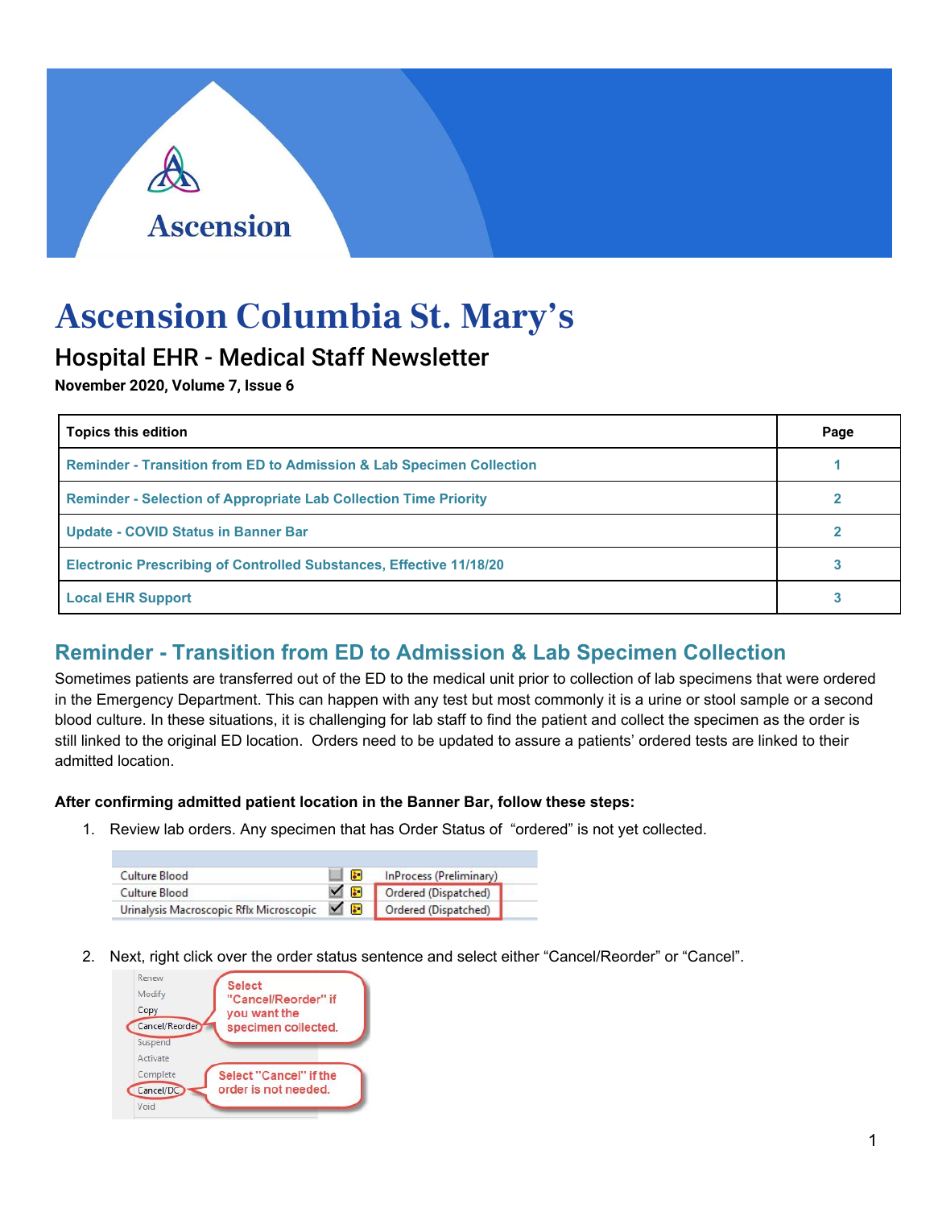# Ascension Columbia St. Mary's

## Hospital EHR - Medical Staff Newsletter

**November 2020, Volume 7, Issue 6**

| Topics this edition | Page |
|---|---|
| Reminder - Transition from ED to Admission & Lab Specimen Collection | 1 |
| Reminder - Selection of Appropriate Lab Collection Time Priority | 2 |
| Update - COVID Status in Banner Bar | 2 |
| Electronic Prescribing of Controlled Substances, Effective 11/18/20 | 3 |
| Local EHR Support | 3 |

## Reminder - Transition from ED to Admission & Lab Specimen Collection

Sometimes patients are transferred out of the ED to the medical unit prior to collection of lab specimens that were ordered in the Emergency Department. This can happen with any test but most commonly it is a urine or stool sample or a second blood culture. In these situations, it is challenging for lab staff to find the patient and collect the specimen as the order is still linked to the original ED location. Orders need to be updated to assure a patients' ordered tests are linked to their admitted location.

**After confirming admitted patient location in the Banner Bar, follow these steps:**

1. Review lab orders. Any specimen that has Order Status of "ordered" is not yet collected.

| Culture Blood | InProcess (Preliminary) |
|---|---|
| Culture Blood | Ordered (Dispatched) |
| Urinalysis Macroscopic Rflx Microscopic | Ordered (Dispatched) |

2. Next, right click over the order status sentence and select either "Cancel/Reorder" or "Cancel".

Renew
Modify
Copy
Cancel/Reorder — Select "Cancel/Reorder" if you want the specimen collected.
Suspend
Activate
Complete
Cancel/DC — Select "Cancel" if the order is not needed.
Void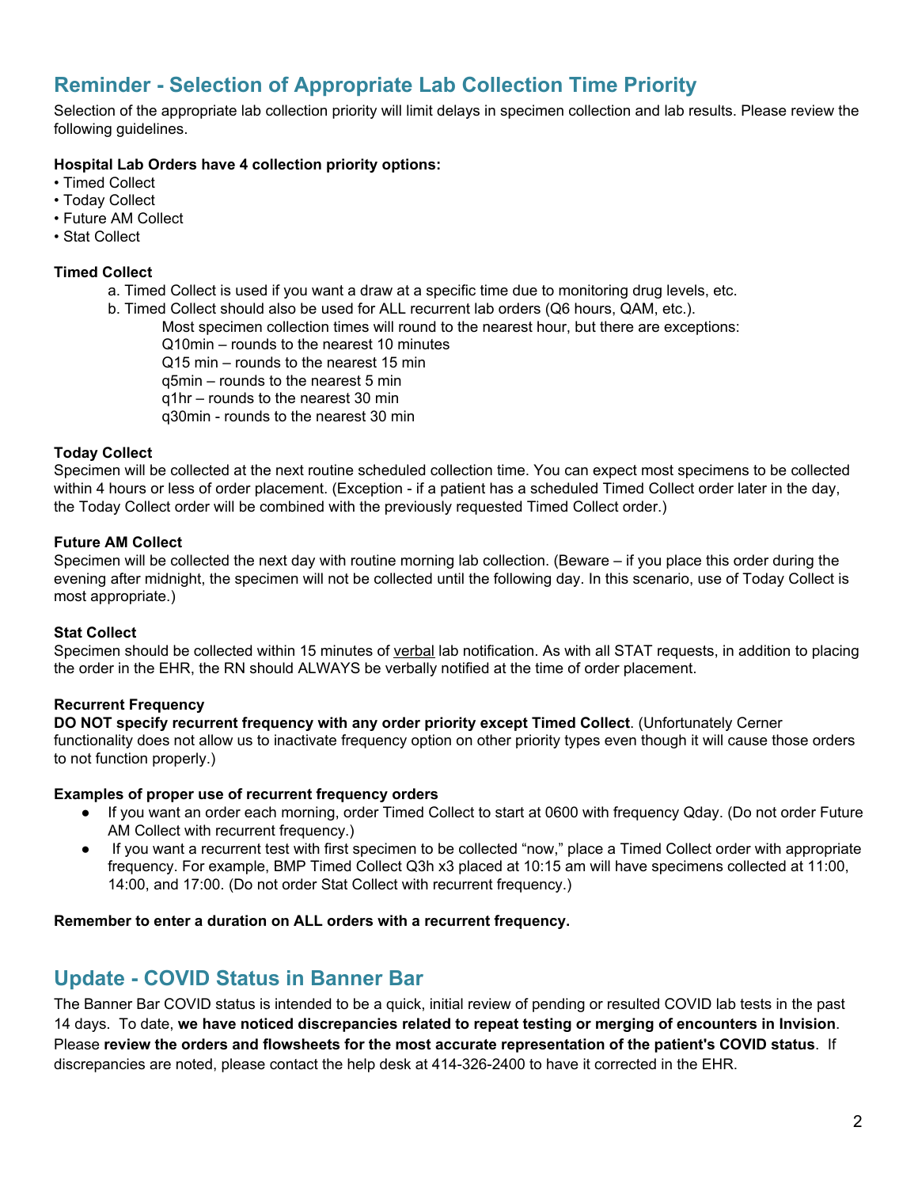## Reminder - Selection of Appropriate Lab Collection Time Priority

Selection of the appropriate lab collection priority will limit delays in specimen collection and lab results. Please review the following guidelines.

**Hospital Lab Orders have 4 collection priority options:**

- Timed Collect
- Today Collect
- Future AM Collect
- Stat Collect

**Timed Collect**

a. Timed Collect is used if you want a draw at a specific time due to monitoring drug levels, etc.
b. Timed Collect should also be used for ALL recurrent lab orders (Q6 hours, QAM, etc.).
   Most specimen collection times will round to the nearest hour, but there are exceptions:
   Q10min – rounds to the nearest 10 minutes
   Q15 min – rounds to the nearest 15 min
   q5min – rounds to the nearest 5 min
   q1hr – rounds to the nearest 30 min
   q30min - rounds to the nearest 30 min

**Today Collect**

Specimen will be collected at the next routine scheduled collection time. You can expect most specimens to be collected within 4 hours or less of order placement. (Exception - if a patient has a scheduled Timed Collect order later in the day, the Today Collect order will be combined with the previously requested Timed Collect order.)

**Future AM Collect**

Specimen will be collected the next day with routine morning lab collection. (Beware – if you place this order during the evening after midnight, the specimen will not be collected until the following day. In this scenario, use of Today Collect is most appropriate.)

**Stat Collect**

Specimen should be collected within 15 minutes of verbal lab notification. As with all STAT requests, in addition to placing the order in the EHR, the RN should ALWAYS be verbally notified at the time of order placement.

**Recurrent Frequency**

**DO NOT specify recurrent frequency with any order priority except Timed Collect**. (Unfortunately Cerner functionality does not allow us to inactivate frequency option on other priority types even though it will cause those orders to not function properly.)

**Examples of proper use of recurrent frequency orders**

- If you want an order each morning, order Timed Collect to start at 0600 with frequency Qday. (Do not order Future AM Collect with recurrent frequency.)
- If you want a recurrent test with first specimen to be collected "now," place a Timed Collect order with appropriate frequency. For example, BMP Timed Collect Q3h x3 placed at 10:15 am will have specimens collected at 11:00, 14:00, and 17:00. (Do not order Stat Collect with recurrent frequency.)

**Remember to enter a duration on ALL orders with a recurrent frequency.**

## Update - COVID Status in Banner Bar

The Banner Bar COVID status is intended to be a quick, initial review of pending or resulted COVID lab tests in the past 14 days. To date, **we have noticed discrepancies related to repeat testing or merging of encounters in Invision**. Please **review the orders and flowsheets for the most accurate representation of the patient's COVID status**. If discrepancies are noted, please contact the help desk at 414-326-2400 to have it corrected in the EHR.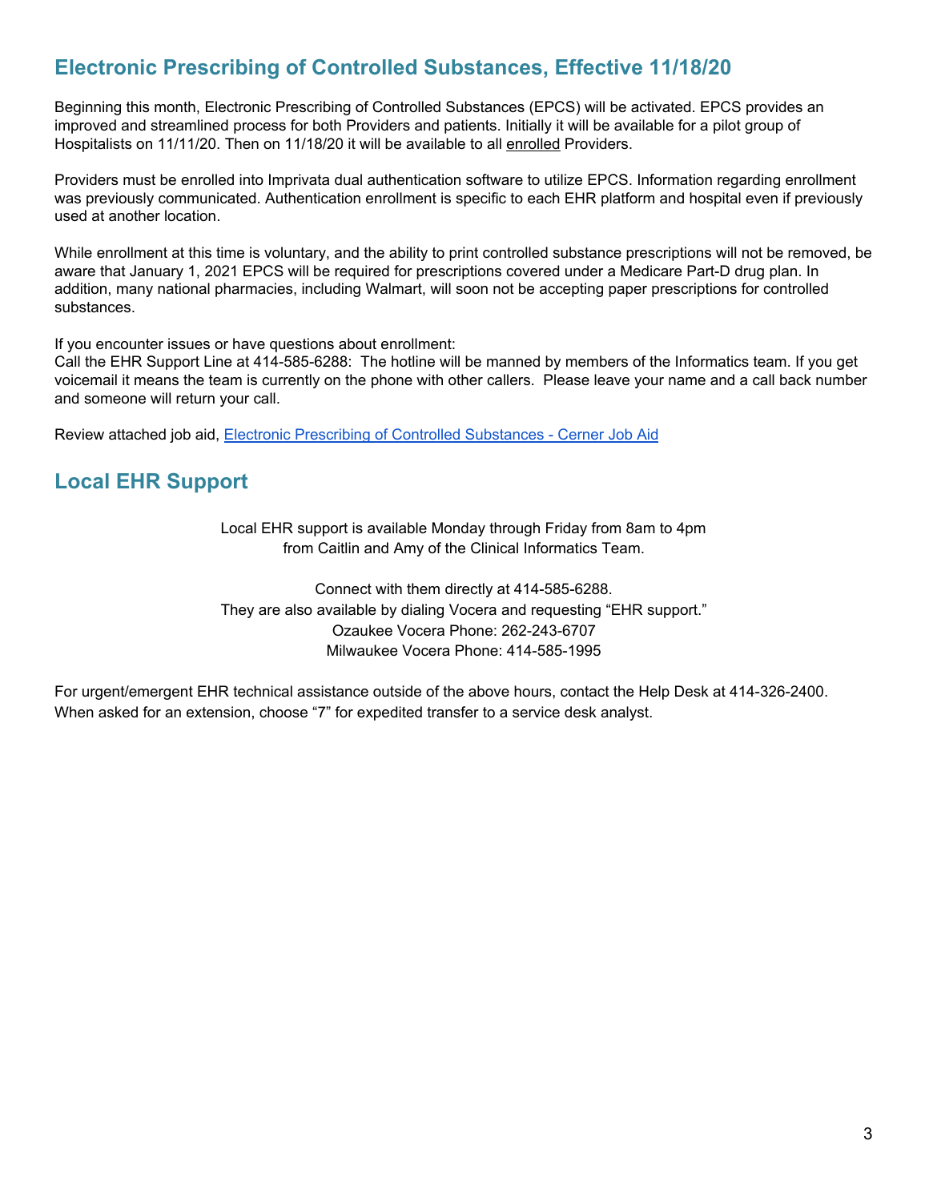## Electronic Prescribing of Controlled Substances, Effective 11/18/20

Beginning this month, Electronic Prescribing of Controlled Substances (EPCS) will be activated. EPCS provides an improved and streamlined process for both Providers and patients. Initially it will be available for a pilot group of Hospitalists on 11/11/20. Then on 11/18/20 it will be available to all <u>enrolled</u> Providers.

Providers must be enrolled into Imprivata dual authentication software to utilize EPCS. Information regarding enrollment was previously communicated. Authentication enrollment is specific to each EHR platform and hospital even if previously used at another location.

While enrollment at this time is voluntary, and the ability to print controlled substance prescriptions will not be removed, be aware that January 1, 2021 EPCS will be required for prescriptions covered under a Medicare Part-D drug plan. In addition, many national pharmacies, including Walmart, will soon not be accepting paper prescriptions for controlled substances.

If you encounter issues or have questions about enrollment:
Call the EHR Support Line at 414-585-6288: The hotline will be manned by members of the Informatics team. If you get voicemail it means the team is currently on the phone with other callers. Please leave your name and a call back number and someone will return your call.

Review attached job aid, Electronic Prescribing of Controlled Substances - Cerner Job Aid

## Local EHR Support

Local EHR support is available Monday through Friday from 8am to 4pm
from Caitlin and Amy of the Clinical Informatics Team.

Connect with them directly at 414-585-6288.
They are also available by dialing Vocera and requesting "EHR support."
Ozaukee Vocera Phone: 262-243-6707
Milwaukee Vocera Phone: 414-585-1995

For urgent/emergent EHR technical assistance outside of the above hours, contact the Help Desk at 414-326-2400. When asked for an extension, choose "7" for expedited transfer to a service desk analyst.